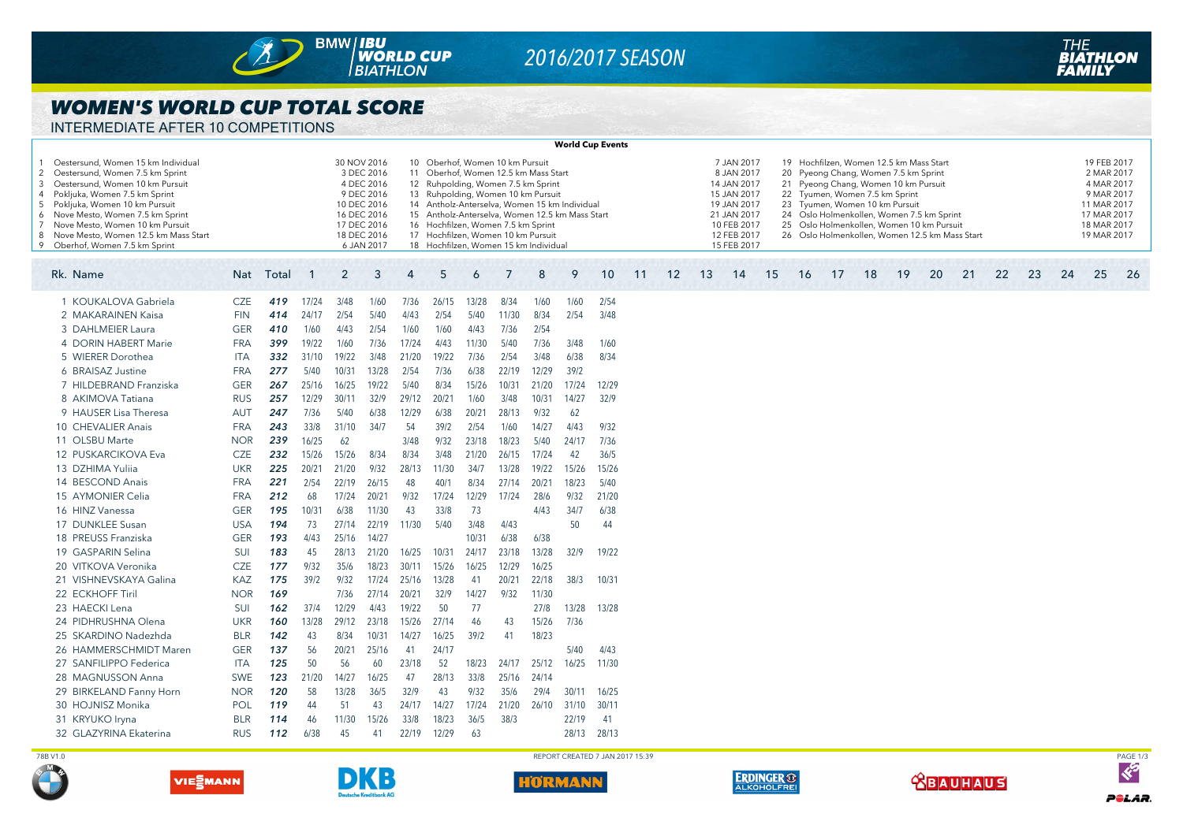# WOMEN'S WORLD CUP TOTAL SCORE

INTERMEDIATE AFTER 10 COMPETITIONS

**World Cup Events**

| # | Event | Date |
|---|---|---|
| 1 | Oestersund, Women 15 km Individual | 30 NOV 2016 |
| 2 | Oestersund, Women 7.5 km Sprint | 3 DEC 2016 |
| 3 | Oestersund, Women 10 km Pursuit | 4 DEC 2016 |
| 4 | Pokljuka, Women 7.5 km Sprint | 9 DEC 2016 |
| 5 | Pokljuka, Women 10 km Pursuit | 10 DEC 2016 |
| 6 | Nove Mesto, Women 7.5 km Sprint | 16 DEC 2016 |
| 7 | Nove Mesto, Women 10 km Pursuit | 17 DEC 2016 |
| 8 | Nove Mesto, Women 12.5 km Mass Start | 18 DEC 2016 |
| 9 | Oberhof, Women 7.5 km Sprint | 6 JAN 2017 |
| 10 | Oberhof, Women 10 km Pursuit | 7 JAN 2017 |
| 11 | Oberhof, Women 12.5 km Mass Start | 8 JAN 2017 |
| 12 | Ruhpolding, Women 7.5 km Sprint | 14 JAN 2017 |
| 13 | Ruhpolding, Women 10 km Pursuit | 15 JAN 2017 |
| 14 | Antholz-Anterselva, Women 15 km Individual | 19 JAN 2017 |
| 15 | Antholz-Anterselva, Women 12.5 km Mass Start | 21 JAN 2017 |
| 16 | Hochfilzen, Women 7.5 km Sprint | 10 FEB 2017 |
| 17 | Hochfilzen, Women 10 km Pursuit | 12 FEB 2017 |
| 18 | Hochfilzen, Women 15 km Individual | 15 FEB 2017 |
| 19 | Hochfilzen, Women 12.5 km Mass Start | 19 FEB 2017 |
| 20 | Pyeong Chang, Women 7.5 km Sprint | 2 MAR 2017 |
| 21 | Pyeong Chang, Women 10 km Pursuit | 4 MAR 2017 |
| 22 | Tyumen, Women 7.5 km Sprint | 9 MAR 2017 |
| 23 | Tyumen, Women 10 km Pursuit | 11 MAR 2017 |
| 24 | Oslo Holmenkollen, Women 7.5 km Sprint | 17 MAR 2017 |
| 25 | Oslo Holmenkollen, Women 10 km Pursuit | 18 MAR 2017 |
| 26 | Oslo Holmenkollen, Women 12.5 km Mass Start | 19 MAR 2017 |

| Rk. | Name | Nat | Total | 1 | 2 | 3 | 4 | 5 | 6 | 7 | 8 | 9 | 10 | 11 | 12 | 13 | 14 | 15 | 16 | 17 | 18 | 19 | 20 | 21 | 22 | 23 | 24 | 25 | 26 |
|---|---|---|---|---|---|---|---|---|---|---|---|---|---|---|---|---|---|---|---|---|---|---|---|---|---|---|---|---|---|
| 1 | KOUKALOVA Gabriela | CZE | 419 | 17/24 | 3/48 | 1/60 | 7/36 | 26/15 | 13/28 | 8/34 | 1/60 | 1/60 | 2/54 | | | | | | | | | | | | | | | | |
| 2 | MAKARAINEN Kaisa | FIN | 414 | 24/17 | 2/54 | 5/40 | 4/43 | 2/54 | 5/40 | 11/30 | 8/34 | 2/54 | 3/48 | | | | | | | | | | | | | | | | |
| 3 | DAHLMEIER Laura | GER | 410 | 1/60 | 4/43 | 2/54 | 1/60 | 1/60 | 4/43 | 7/36 | 2/54 | | | | | | | | | | | | | | | | | | |
| 4 | DORIN HABERT Marie | FRA | 399 | 19/22 | 1/60 | 7/36 | 17/24 | 4/43 | 11/30 | 5/40 | 7/36 | 3/48 | 1/60 | | | | | | | | | | | | | | | | |
| 5 | WIERER Dorothea | ITA | 332 | 31/10 | 19/22 | 3/48 | 21/20 | 19/22 | 7/36 | 2/54 | 3/48 | 6/38 | 8/34 | | | | | | | | | | | | | | | | |
| 6 | BRAISAZ Justine | FRA | 277 | 5/40 | 10/31 | 13/28 | 2/54 | 7/36 | 6/38 | 22/19 | 12/29 | 39/2 | | | | | | | | | | | | | | | | | |
| 7 | HILDEBRAND Franziska | GER | 267 | 25/16 | 16/25 | 19/22 | 5/40 | 8/34 | 15/26 | 10/31 | 21/20 | 17/24 | 12/29 | | | | | | | | | | | | | | | | |
| 8 | AKIMOVA Tatiana | RUS | 257 | 12/29 | 30/11 | 32/9 | 29/12 | 20/21 | 1/60 | 3/48 | 10/31 | 14/27 | 32/9 | | | | | | | | | | | | | | | | |
| 9 | HAUSER Lisa Theresa | AUT | 247 | 7/36 | 5/40 | 6/38 | 12/29 | 6/38 | 20/21 | 28/13 | 9/32 | 62 | | | | | | | | | | | | | | | | | |
| 10 | CHEVALIER Anais | FRA | 243 | 33/8 | 31/10 | 34/7 | 54 | 39/2 | 2/54 | 1/60 | 14/27 | 4/43 | 9/32 | | | | | | | | | | | | | | | | |
| 11 | OLSBU Marte | NOR | 239 | 16/25 | 62 | | 3/48 | 9/32 | 23/18 | 18/23 | 5/40 | 24/17 | 7/36 | | | | | | | | | | | | | | | | |
| 12 | PUSKARCIKOVA Eva | CZE | 232 | 15/26 | 15/26 | 8/34 | 8/34 | 3/48 | 21/20 | 26/15 | 17/24 | 42 | 36/5 | | | | | | | | | | | | | | | | |
| 13 | DZHIMA Yuliia | UKR | 225 | 20/21 | 21/20 | 9/32 | 28/13 | 11/30 | 34/7 | 13/28 | 19/22 | 15/26 | 15/26 | | | | | | | | | | | | | | | | |
| 14 | BESCOND Anais | FRA | 221 | 2/54 | 22/19 | 26/15 | 48 | 40/1 | 8/34 | 27/14 | 20/21 | 18/23 | 5/40 | | | | | | | | | | | | | | | | |
| 15 | AYMONIER Celia | FRA | 212 | 68 | 17/24 | 20/21 | 9/32 | 17/24 | 12/29 | 17/24 | 28/6 | 9/32 | 21/20 | | | | | | | | | | | | | | | | |
| 16 | HINZ Vanessa | GER | 195 | 10/31 | 6/38 | 11/30 | 43 | 33/8 | 73 | | 4/43 | 34/7 | 6/38 | | | | | | | | | | | | | | | | |
| 17 | DUNKLEE Susan | USA | 194 | 73 | 27/14 | 22/19 | 11/30 | 5/40 | 3/48 | 4/43 | | 50 | 44 | | | | | | | | | | | | | | | | |
| 18 | PREUSS Franziska | GER | 193 | 4/43 | 25/16 | 14/27 | | | 10/31 | 6/38 | 6/38 | | | | | | | | | | | | | | | | | | |
| 19 | GASPARIN Selina | SUI | 183 | 45 | 28/13 | 21/20 | 16/25 | 10/31 | 24/17 | 23/18 | 13/28 | 32/9 | 19/22 | | | | | | | | | | | | | | | | |
| 20 | VITKOVA Veronika | CZE | 177 | 9/32 | 35/6 | 18/23 | 30/11 | 15/26 | 16/25 | 12/29 | 16/25 | | | | | | | | | | | | | | | | | | |
| 21 | VISHNEVSKAYA Galina | KAZ | 175 | 39/2 | 9/32 | 17/24 | 25/16 | 13/28 | 41 | 20/21 | 22/18 | 38/3 | 10/31 | | | | | | | | | | | | | | | | |
| 22 | ECKHOFF Tiril | NOR | 169 | | 7/36 | 27/14 | 20/21 | 32/9 | 14/27 | 9/32 | 11/30 | | | | | | | | | | | | | | | | | | |
| 23 | HAECKI Lena | SUI | 162 | 37/4 | 12/29 | 4/43 | 19/22 | 50 | 77 | | 27/8 | 13/28 | 13/28 | | | | | | | | | | | | | | | | |
| 24 | PIDHRUSHNA Olena | UKR | 160 | 13/28 | 29/12 | 23/18 | 15/26 | 27/14 | 46 | 43 | 15/26 | 7/36 | | | | | | | | | | | | | | | | | |
| 25 | SKARDINO Nadezhda | BLR | 142 | 43 | 8/34 | 10/31 | 14/27 | 16/25 | 39/2 | 41 | 18/23 | | | | | | | | | | | | | | | | | | |
| 26 | HAMMERSCHMIDT Maren | GER | 137 | 56 | 20/21 | 25/16 | 41 | 24/17 | | | | 5/40 | 4/43 | | | | | | | | | | | | | | | | |
| 27 | SANFILIPPO Federica | ITA | 125 | 50 | 56 | 60 | 23/18 | 52 | 18/23 | 24/17 | 25/12 | 16/25 | 11/30 | | | | | | | | | | | | | | | | |
| 28 | MAGNUSSON Anna | SWE | 123 | 21/20 | 14/27 | 16/25 | 47 | 28/13 | 33/8 | 25/16 | 24/14 | | | | | | | | | | | | | | | | | | |
| 29 | BIRKELAND Fanny Horn | NOR | 120 | 58 | 13/28 | 36/5 | 32/9 | 43 | 9/32 | 35/6 | 29/4 | 30/11 | 16/25 | | | | | | | | | | | | | | | | |
| 30 | HOJNISZ Monika | POL | 119 | 44 | 51 | 43 | 24/17 | 14/27 | 17/24 | 21/20 | 26/10 | 31/10 | 30/11 | | | | | | | | | | | | | | | | |
| 31 | KRYUKO Iryna | BLR | 114 | 46 | 11/30 | 15/26 | 33/8 | 18/23 | 36/5 | 38/3 | | 22/19 | 41 | | | | | | | | | | | | | | | | |
| 32 | GLAZYRINA Ekaterina | RUS | 112 | 6/38 | 45 | 41 | 22/19 | 12/29 | 63 | | | 28/13 | 28/13 | | | | | | | | | | | | | | | | |

78B V1.0 REPORT CREATED 7 JAN 2017 15:39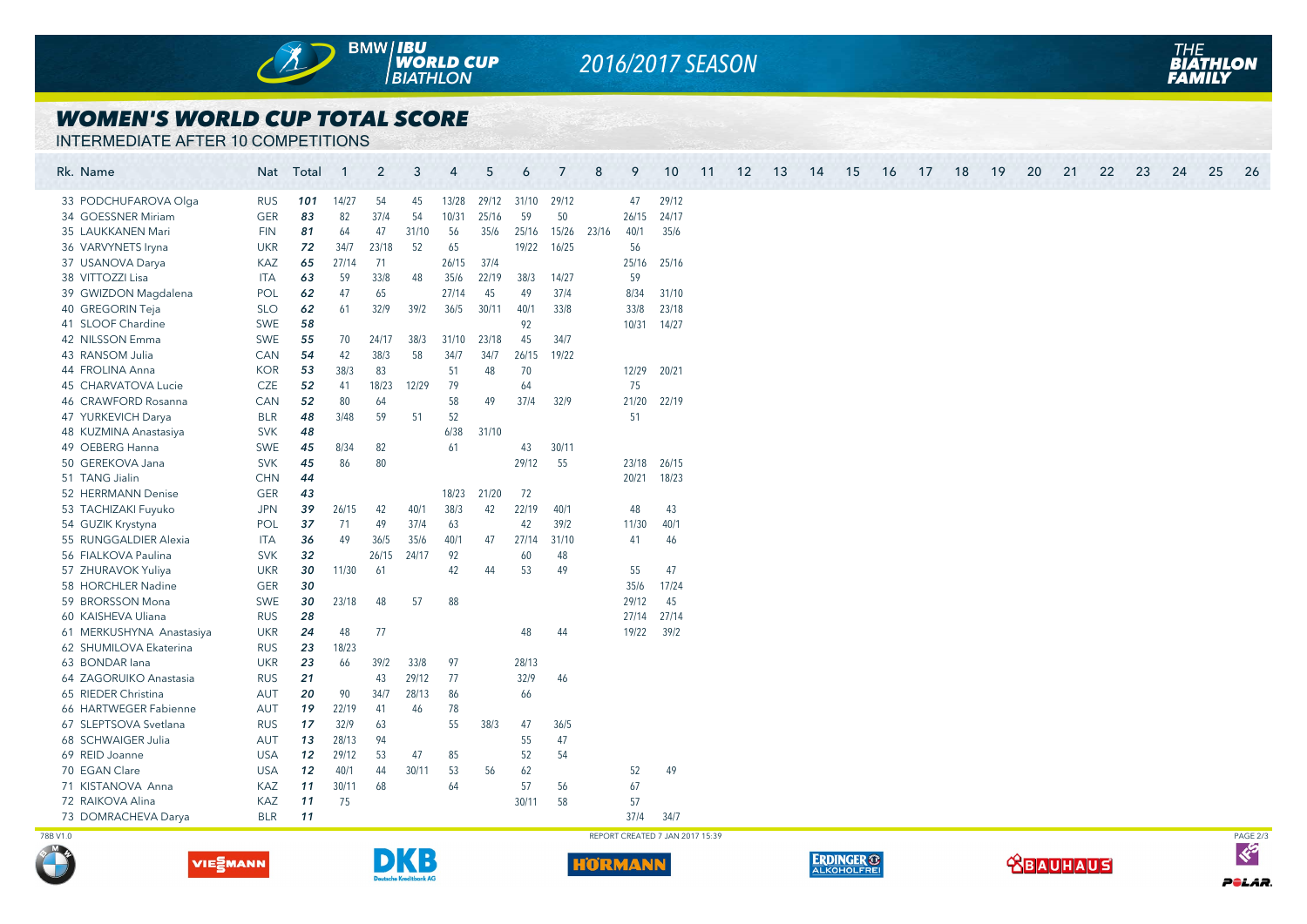# WOMEN'S WORLD CUP TOTAL SCORE

INTERMEDIATE AFTER 10 COMPETITIONS

| Rk. | Name | Nat | Total | 1 | 2 | 3 | 4 | 5 | 6 | 7 | 8 | 9 | 10 | 11 | 12 | 13 | 14 | 15 | 16 | 17 | 18 | 19 | 20 | 21 | 22 | 23 | 24 | 25 | 26 |
|---|---|---|---|---|---|---|---|---|---|---|---|---|---|---|---|---|---|---|---|---|---|---|---|---|---|---|---|---|---|
| 33 | PODCHUFAROVA Olga | RUS | ***101*** | 14/27 | 54 | 45 | 13/28 | 29/12 | 31/10 | 29/12 | | 47 | 29/12 | | | | | | | | | | | | | | | | |
| 34 | GOESSNER Miriam | GER | ***83*** | 82 | 37/4 | 54 | 10/31 | 25/16 | 59 | 50 | | 26/15 | 24/17 | | | | | | | | | | | | | | | | |
| 35 | LAUKKANEN Mari | FIN | ***81*** | 64 | 47 | 31/10 | 56 | 35/6 | 25/16 | 15/26 | 23/16 | 40/1 | 35/6 | | | | | | | | | | | | | | | | |
| 36 | VARVYNETS Iryna | UKR | ***72*** | 34/7 | 23/18 | 52 | 65 | | 19/22 | 16/25 | | 56 | | | | | | | | | | | | | | | | | |
| 37 | USANOVA Darya | KAZ | ***65*** | 27/14 | 71 | | 26/15 | 37/4 | | | | 25/16 | 25/16 | | | | | | | | | | | | | | | | |
| 38 | VITTOZZI Lisa | ITA | ***63*** | 59 | 33/8 | 48 | 35/6 | 22/19 | 38/3 | 14/27 | | 59 | | | | | | | | | | | | | | | | | |
| 39 | GWIZDON Magdalena | POL | ***62*** | 47 | 65 | | 27/14 | 45 | 49 | 37/4 | | 8/34 | 31/10 | | | | | | | | | | | | | | | | |
| 40 | GREGORIN Teja | SLO | ***62*** | 61 | 32/9 | 39/2 | 36/5 | 30/11 | 40/1 | 33/8 | | 33/8 | 23/18 | | | | | | | | | | | | | | | | |
| 41 | SLOOF Chardine | SWE | ***58*** | | | | | | 92 | | | 10/31 | 14/27 | | | | | | | | | | | | | | | | |
| 42 | NILSSON Emma | SWE | ***55*** | 70 | 24/17 | 38/3 | 31/10 | 23/18 | 45 | 34/7 | | | | | | | | | | | | | | | | | | | |
| 43 | RANSOM Julia | CAN | ***54*** | 42 | 38/3 | 58 | 34/7 | 34/7 | 26/15 | 19/22 | | | | | | | | | | | | | | | | | | | |
| 44 | FROLINA Anna | KOR | ***53*** | 38/3 | 83 | | 51 | 48 | 70 | | | 12/29 | 20/21 | | | | | | | | | | | | | | | | |
| 45 | CHARVATOVA Lucie | CZE | ***52*** | 41 | 18/23 | 12/29 | 79 | | 64 | | | 75 | | | | | | | | | | | | | | | | | |
| 46 | CRAWFORD Rosanna | CAN | ***52*** | 80 | 64 | | 58 | 49 | 37/4 | 32/9 | | 21/20 | 22/19 | | | | | | | | | | | | | | | | |
| 47 | YURKEVICH Darya | BLR | ***48*** | 3/48 | 59 | 51 | 52 | | | | | 51 | | | | | | | | | | | | | | | | | |
| 48 | KUZMINA Anastasiya | SVK | ***48*** | | | | 6/38 | 31/10 | | | | | | | | | | | | | | | | | | | | | |
| 49 | OEBERG Hanna | SWE | ***45*** | 8/34 | 82 | | 61 | | 43 | 30/11 | | | | | | | | | | | | | | | | | | | |
| 50 | GEREKOVA Jana | SVK | ***45*** | 86 | 80 | | | | 29/12 | 55 | | 23/18 | 26/15 | | | | | | | | | | | | | | | | |
| 51 | TANG Jialin | CHN | ***44*** | | | | | | | | | 20/21 | 18/23 | | | | | | | | | | | | | | | | |
| 52 | HERRMANN Denise | GER | ***43*** | | | | 18/23 | 21/20 | 72 | | | | | | | | | | | | | | | | | | | | |
| 53 | TACHIZAKI Fuyuko | JPN | ***39*** | 26/15 | 42 | 40/1 | 38/3 | 42 | 22/19 | 40/1 | | 48 | 43 | | | | | | | | | | | | | | | | |
| 54 | GUZIK Krystyna | POL | ***37*** | 71 | 49 | 37/4 | 63 | | 42 | 39/2 | | 11/30 | 40/1 | | | | | | | | | | | | | | | | |
| 55 | RUNGGALDIER Alexia | ITA | ***36*** | 49 | 36/5 | 35/6 | 40/1 | 47 | 27/14 | 31/10 | | 41 | 46 | | | | | | | | | | | | | | | | |
| 56 | FIALKOVA Paulina | SVK | ***32*** | | 26/15 | 24/17 | 92 | | 60 | 48 | | | | | | | | | | | | | | | | | | | |
| 57 | ZHURAVOK Yuliya | UKR | ***30*** | 11/30 | 61 | | 42 | 44 | 53 | 49 | | 55 | 47 | | | | | | | | | | | | | | | | |
| 58 | HORCHLER Nadine | GER | ***30*** | | | | | | | | | 35/6 | 17/24 | | | | | | | | | | | | | | | | |
| 59 | BRORSSON Mona | SWE | ***30*** | 23/18 | 48 | 57 | 88 | | | | | 29/12 | 45 | | | | | | | | | | | | | | | | |
| 60 | KAISHEVA Uliana | RUS | ***28*** | | | | | | | | | 27/14 | 27/14 | | | | | | | | | | | | | | | | |
| 61 | MERKUSHYNA Anastasiya | UKR | ***24*** | 48 | 77 | | | | 48 | 44 | | 19/22 | 39/2 | | | | | | | | | | | | | | | | |
| 62 | SHUMILOVA Ekaterina | RUS | ***23*** | 18/23 | | | | | | | | | | | | | | | | | | | | | | | | | |
| 63 | BONDAR Iana | UKR | ***23*** | 66 | 39/2 | 33/8 | 97 | | 28/13 | | | | | | | | | | | | | | | | | | | | |
| 64 | ZAGORUIKO Anastasia | RUS | ***21*** | | 43 | 29/12 | 77 | | 32/9 | 46 | | | | | | | | | | | | | | | | | | | |
| 65 | RIEDER Christina | AUT | ***20*** | 90 | 34/7 | 28/13 | 86 | | 66 | | | | | | | | | | | | | | | | | | | | |
| 66 | HARTWEGER Fabienne | AUT | ***19*** | 22/19 | 41 | 46 | 78 | | | | | | | | | | | | | | | | | | | | | | |
| 67 | SLEPTSOVA Svetlana | RUS | ***17*** | 32/9 | 63 | | 55 | 38/3 | 47 | 36/5 | | | | | | | | | | | | | | | | | | | |
| 68 | SCHWAIGER Julia | AUT | ***13*** | 28/13 | 94 | | | | 55 | 47 | | | | | | | | | | | | | | | | | | | |
| 69 | REID Joanne | USA | ***12*** | 29/12 | 53 | 47 | 85 | | 52 | 54 | | | | | | | | | | | | | | | | | | | |
| 70 | EGAN Clare | USA | ***12*** | 40/1 | 44 | 30/11 | 53 | 56 | 62 | | | 52 | 49 | | | | | | | | | | | | | | | | |
| 71 | KISTANOVA Anna | KAZ | ***11*** | 30/11 | 68 | | 64 | | 57 | 56 | | 67 | | | | | | | | | | | | | | | | | |
| 72 | RAIKOVA Alina | KAZ | ***11*** | 75 | | | | | 30/11 | 58 | | 57 | | | | | | | | | | | | | | | | | |
| 73 | DOMRACHEVA Darya | BLR | ***11*** | | | | | | | | | 37/4 | 34/7 | | | | | | | | | | | | | | | | |

78B V1.0 REPORT CREATED 7 JAN 2017 15:39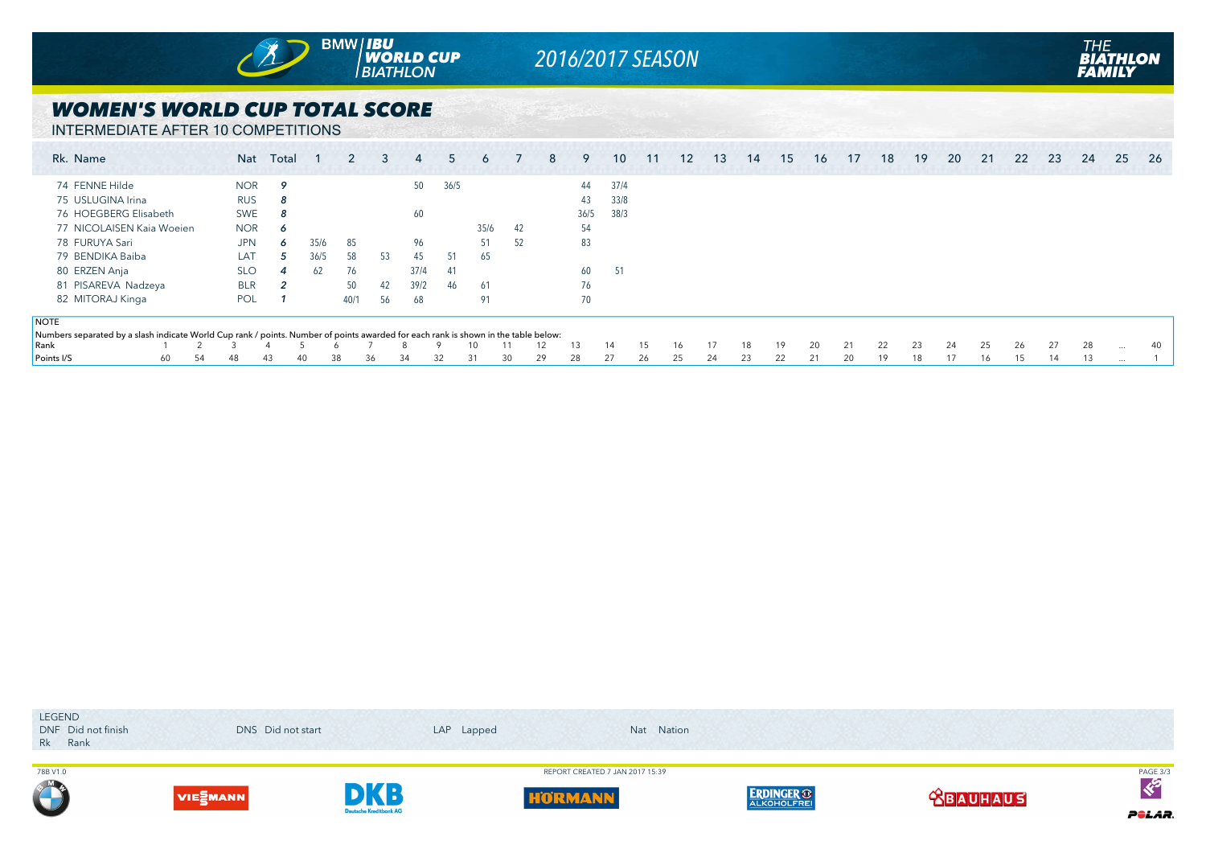# WOMEN'S WORLD CUP TOTAL SCORE

INTERMEDIATE AFTER 10 COMPETITIONS

| Rk. | Name | Nat | Total | 1 | 2 | 3 | 4 | 5 | 6 | 7 | 8 | 9 | 10 | 11 | 12 | 13 | 14 | 15 | 16 | 17 | 18 | 19 | 20 | 21 | 22 | 23 | 24 | 25 | 26 |
|---|---|---|---|---|---|---|---|---|---|---|---|---|---|---|---|---|---|---|---|---|---|---|---|---|---|---|---|---|---|
| 74 | FENNE Hilde | NOR | *9* | | | | 50 | 36/5 | | | | 44 | 37/4 | | | | | | | | | | | | | | | | |
| 75 | USLUGINA Irina | RUS | *8* | | | | | | | | | 43 | 33/8 | | | | | | | | | | | | | | | | |
| 76 | HOEGBERG Elisabeth | SWE | *8* | | | | 60 | | | | | 36/5 | 38/3 | | | | | | | | | | | | | | | | |
| 77 | NICOLAISEN Kaia Woeien | NOR | *6* | | | | | | 35/6 | 42 | | 54 | | | | | | | | | | | | | | | | | |
| 78 | FURUYA Sari | JPN | *6* | 35/6 | 85 | | 96 | | 51 | 52 | | 83 | | | | | | | | | | | | | | | | | |
| 79 | BENDIKA Baiba | LAT | *5* | 36/5 | 58 | 53 | 45 | 51 | 65 | | | | | | | | | | | | | | | | | | | | |
| 80 | ERZEN Anja | SLO | *4* | 62 | 76 | | 37/4 | 41 | | | | 60 | 51 | | | | | | | | | | | | | | | | |
| 81 | PISAREVA Nadzeya | BLR | *2* | | 50 | 42 | 39/2 | 46 | 61 | | | 76 | | | | | | | | | | | | | | | | | |
| 82 | MITORAJ Kinga | POL | *1* | | 40/1 | 56 | 68 | | 91 | | | 70 | | | | | | | | | | | | | | | | | |

NOTE

Numbers separated by a slash indicate World Cup rank / points. Number of points awarded for each rank is shown in the table below:

| Rank | 1 | 2 | 3 | 4 | 5 | 6 | 7 | 8 | 9 | 10 | 11 | 12 | 13 | 14 | 15 | 16 | 17 | 18 | 19 | 20 | 21 | 22 | 23 | 24 | 25 | 26 | 27 | 28 | ... | 40 |
|---|---|---|---|---|---|---|---|---|---|---|---|---|---|---|---|---|---|---|---|---|---|---|---|---|---|---|---|---|---|---|
| Points I/S | 60 | 54 | 48 | 43 | 40 | 38 | 36 | 34 | 32 | 31 | 30 | 29 | 28 | 27 | 26 | 25 | 24 | 23 | 22 | 21 | 20 | 19 | 18 | 17 | 16 | 15 | 14 | 13 | ... | 1 |

LEGEND

DNF Did not finish  DNS Did not start  LAP Lapped  Nat Nation

Rk Rank

78B V1.0  REPORT CREATED 7 JAN 2017 15:39